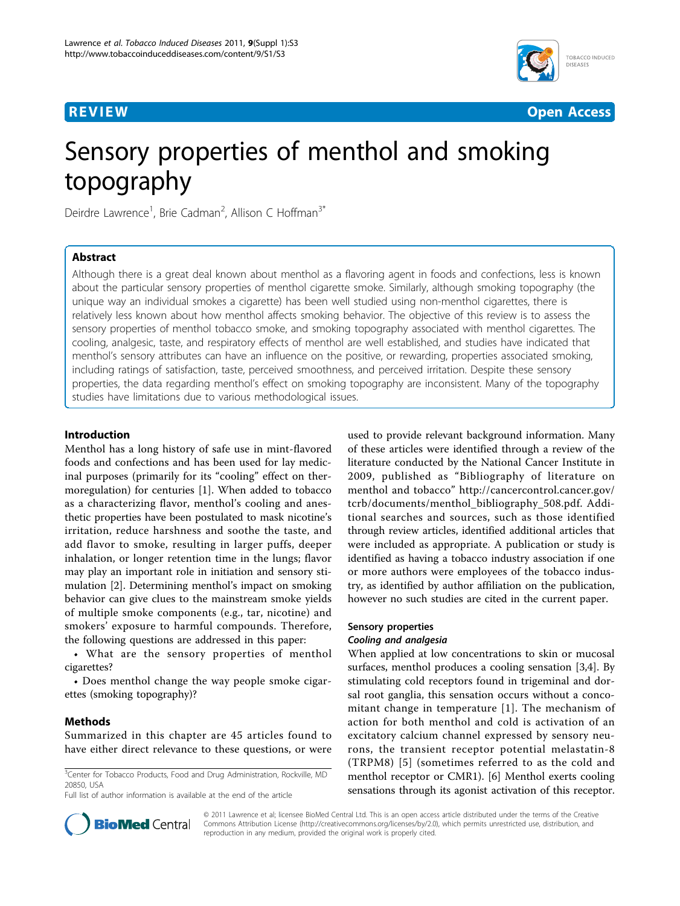**REVIEW** **Open Access**

# Sensory properties of menthol and smoking topography

Deirdre Lawrence[1], Brie Cadman[2], Allison C Hoffman[3*]

## Abstract

Although there is a great deal known about menthol as a flavoring agent in foods and confections, less is known about the particular sensory properties of menthol cigarette smoke. Similarly, although smoking topography (the unique way an individual smokes a cigarette) has been well studied using non-menthol cigarettes, there is relatively less known about how menthol affects smoking behavior. The objective of this review is to assess the sensory properties of menthol tobacco smoke, and smoking topography associated with menthol cigarettes. The cooling, analgesic, taste, and respiratory effects of menthol are well established, and studies have indicated that menthol's sensory attributes can have an influence on the positive, or rewarding, properties associated smoking, including ratings of satisfaction, taste, perceived smoothness, and perceived irritation. Despite these sensory properties, the data regarding menthol's effect on smoking topography are inconsistent. Many of the topography studies have limitations due to various methodological issues.

## Introduction

Menthol has a long history of safe use in mint-flavored foods and confections and has been used for lay medicinal purposes (primarily for its "cooling" effect on thermoregulation) for centuries [1]. When added to tobacco as a characterizing flavor, menthol's cooling and anesthetic properties have been postulated to mask nicotine's irritation, reduce harshness and soothe the taste, and add flavor to smoke, resulting in larger puffs, deeper inhalation, or longer retention time in the lungs; flavor may play an important role in initiation and sensory stimulation [2]. Determining menthol's impact on smoking behavior can give clues to the mainstream smoke yields of multiple smoke components (e.g., tar, nicotine) and smokers' exposure to harmful compounds. Therefore, the following questions are addressed in this paper:

- What are the sensory properties of menthol cigarettes?
- Does menthol change the way people smoke cigarettes (smoking topography)?

## Methods

Summarized in this chapter are 45 articles found to have either direct relevance to these questions, or were used to provide relevant background information. Many of these articles were identified through a review of the literature conducted by the National Cancer Institute in 2009, published as "Bibliography of literature on menthol and tobacco" http://cancercontrol.cancer.gov/tcrb/documents/menthol_bibliography_508.pdf. Additional searches and sources, such as those identified through review articles, identified additional articles that were included as appropriate. A publication or study is identified as having a tobacco industry association if one or more authors were employees of the tobacco industry, as identified by author affiliation on the publication, however no such studies are cited in the current paper.

## Sensory properties

### Cooling and analgesia

When applied at low concentrations to skin or mucosal surfaces, menthol produces a cooling sensation [3,4]. By stimulating cold receptors found in trigeminal and dorsal root ganglia, this sensation occurs without a concomitant change in temperature [1]. The mechanism of action for both menthol and cold is activation of an excitatory calcium channel expressed by sensory neurons, the transient receptor potential melastatin-8 (TRPM8) [5] (sometimes referred to as the cold and menthol receptor or CMR1). [6] Menthol exerts cooling sensations through its agonist activation of this receptor.

[3]Center for Tobacco Products, Food and Drug Administration, Rockville, MD 20850, USA

Full list of author information is available at the end of the article

© 2011 Lawrence et al; licensee BioMed Central Ltd. This is an open access article distributed under the terms of the Creative Commons Attribution License (http://creativecommons.org/licenses/by/2.0), which permits unrestricted use, distribution, and reproduction in any medium, provided the original work is properly cited.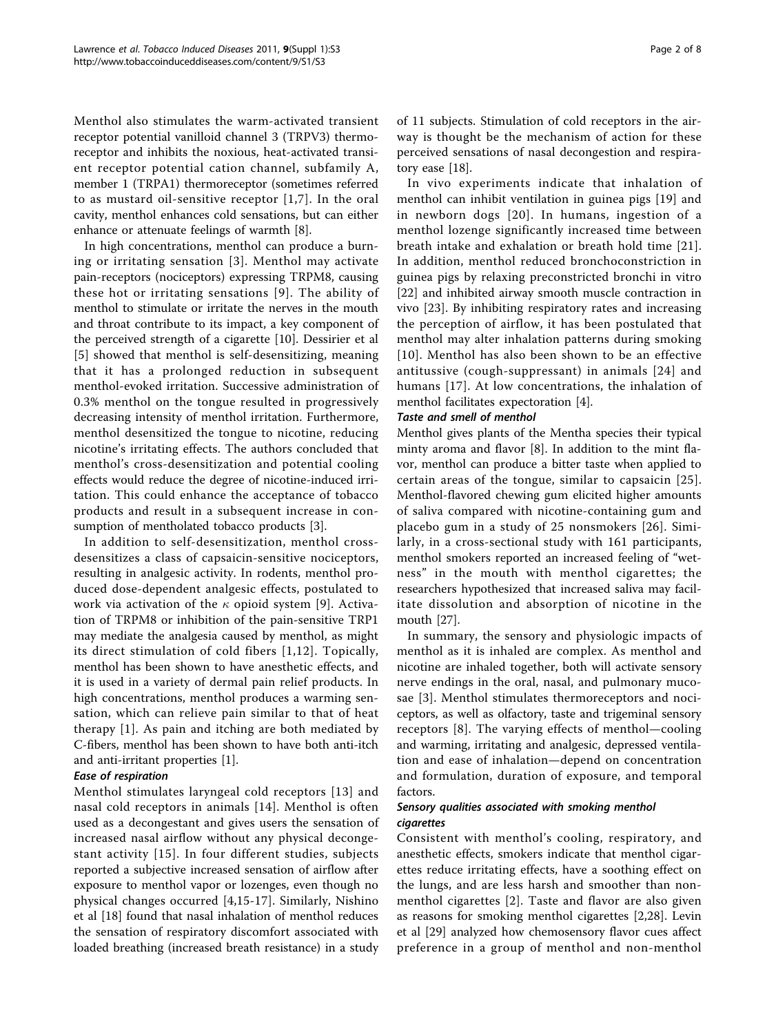Menthol also stimulates the warm-activated transient receptor potential vanilloid channel 3 (TRPV3) thermoreceptor and inhibits the noxious, heat-activated transient receptor potential cation channel, subfamily A, member 1 (TRPA1) thermoreceptor (sometimes referred to as mustard oil-sensitive receptor [1,7]. In the oral cavity, menthol enhances cold sensations, but can either enhance or attenuate feelings of warmth [8].

In high concentrations, menthol can produce a burning or irritating sensation [3]. Menthol may activate pain-receptors (nociceptors) expressing TRPM8, causing these hot or irritating sensations [9]. The ability of menthol to stimulate or irritate the nerves in the mouth and throat contribute to its impact, a key component of the perceived strength of a cigarette [10]. Dessirier et al [5] showed that menthol is self-desensitizing, meaning that it has a prolonged reduction in subsequent menthol-evoked irritation. Successive administration of 0.3% menthol on the tongue resulted in progressively decreasing intensity of menthol irritation. Furthermore, menthol desensitized the tongue to nicotine, reducing nicotine's irritating effects. The authors concluded that menthol's cross-desensitization and potential cooling effects would reduce the degree of nicotine-induced irritation. This could enhance the acceptance of tobacco products and result in a subsequent increase in consumption of mentholated tobacco products [3].

In addition to self-desensitization, menthol cross-desensitizes a class of capsaicin-sensitive nociceptors, resulting in analgesic activity. In rodents, menthol produced dose-dependent analgesic effects, postulated to work via activation of the $\kappa$ opioid system [9]. Activation of TRPM8 or inhibition of the pain-sensitive TRP1 may mediate the analgesia caused by menthol, as might its direct stimulation of cold fibers [1,12]. Topically, menthol has been shown to have anesthetic effects, and it is used in a variety of dermal pain relief products. In high concentrations, menthol produces a warming sensation, which can relieve pain similar to that of heat therapy [1]. As pain and itching are both mediated by C-fibers, menthol has been shown to have both anti-itch and anti-irritant properties [1].

#### *Ease of respiration*

Menthol stimulates laryngeal cold receptors [13] and nasal cold receptors in animals [14]. Menthol is often used as a decongestant and gives users the sensation of increased nasal airflow without any physical decongestant activity [15]. In four different studies, subjects reported a subjective increased sensation of airflow after exposure to menthol vapor or lozenges, even though no physical changes occurred [4,15-17]. Similarly, Nishino et al [18] found that nasal inhalation of menthol reduces the sensation of respiratory discomfort associated with loaded breathing (increased breath resistance) in a study of 11 subjects. Stimulation of cold receptors in the airway is thought be the mechanism of action for these perceived sensations of nasal decongestion and respiratory ease [18].

In vivo experiments indicate that inhalation of menthol can inhibit ventilation in guinea pigs [19] and in newborn dogs [20]. In humans, ingestion of a menthol lozenge significantly increased time between breath intake and exhalation or breath hold time [21]. In addition, menthol reduced bronchoconstriction in guinea pigs by relaxing preconstricted bronchi in vitro [22] and inhibited airway smooth muscle contraction in vivo [23]. By inhibiting respiratory rates and increasing the perception of airflow, it has been postulated that menthol may alter inhalation patterns during smoking [10]. Menthol has also been shown to be an effective antitussive (cough-suppressant) in animals [24] and humans [17]. At low concentrations, the inhalation of menthol facilitates expectoration [4].

#### *Taste and smell of menthol*

Menthol gives plants of the Mentha species their typical minty aroma and flavor [8]. In addition to the mint flavor, menthol can produce a bitter taste when applied to certain areas of the tongue, similar to capsaicin [25]. Menthol-flavored chewing gum elicited higher amounts of saliva compared with nicotine-containing gum and placebo gum in a study of 25 nonsmokers [26]. Similarly, in a cross-sectional study with 161 participants, menthol smokers reported an increased feeling of "wetness" in the mouth with menthol cigarettes; the researchers hypothesized that increased saliva may facilitate dissolution and absorption of nicotine in the mouth [27].

In summary, the sensory and physiologic impacts of menthol as it is inhaled are complex. As menthol and nicotine are inhaled together, both will activate sensory nerve endings in the oral, nasal, and pulmonary mucosae [3]. Menthol stimulates thermoreceptors and nociceptors, as well as olfactory, taste and trigeminal sensory receptors [8]. The varying effects of menthol—cooling and warming, irritating and analgesic, depressed ventilation and ease of inhalation—depend on concentration and formulation, duration of exposure, and temporal factors.

### *Sensory qualities associated with smoking menthol cigarettes*

Consistent with menthol's cooling, respiratory, and anesthetic effects, smokers indicate that menthol cigarettes reduce irritating effects, have a soothing effect on the lungs, and are less harsh and smoother than non-menthol cigarettes [2]. Taste and flavor are also given as reasons for smoking menthol cigarettes [2,28]. Levin et al [29] analyzed how chemosensory flavor cues affect preference in a group of menthol and non-menthol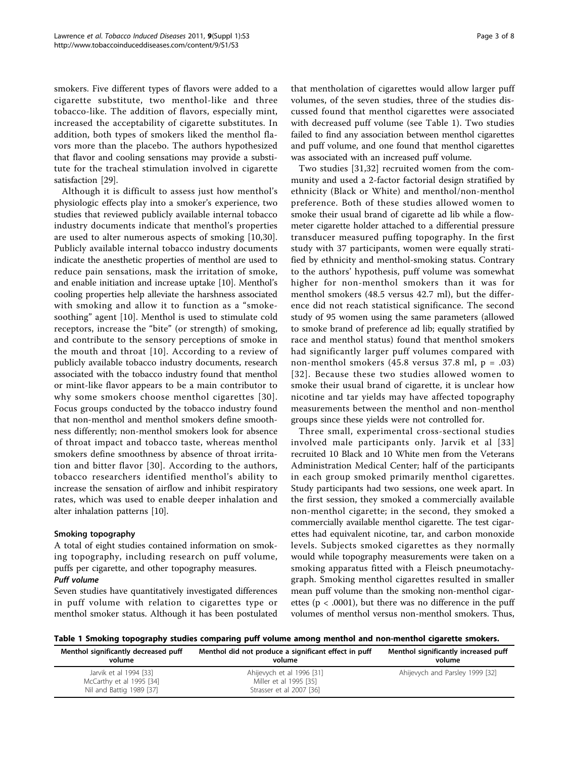smokers. Five different types of flavors were added to a cigarette substitute, two menthol-like and three tobacco-like. The addition of flavors, especially mint, increased the acceptability of cigarette substitutes. In addition, both types of smokers liked the menthol flavors more than the placebo. The authors hypothesized that flavor and cooling sensations may provide a substitute for the tracheal stimulation involved in cigarette satisfaction [29].

Although it is difficult to assess just how menthol's physiologic effects play into a smoker's experience, two studies that reviewed publicly available internal tobacco industry documents indicate that menthol's properties are used to alter numerous aspects of smoking [10,30]. Publicly available internal tobacco industry documents indicate the anesthetic properties of menthol are used to reduce pain sensations, mask the irritation of smoke, and enable initiation and increase uptake [10]. Menthol's cooling properties help alleviate the harshness associated with smoking and allow it to function as a "smoke-soothing" agent [10]. Menthol is used to stimulate cold receptors, increase the "bite" (or strength) of smoking, and contribute to the sensory perceptions of smoke in the mouth and throat [10]. According to a review of publicly available tobacco industry documents, research associated with the tobacco industry found that menthol or mint-like flavor appears to be a main contributor to why some smokers choose menthol cigarettes [30]. Focus groups conducted by the tobacco industry found that non-menthol and menthol smokers define smoothness differently; non-menthol smokers look for absence of throat impact and tobacco taste, whereas menthol smokers define smoothness by absence of throat irritation and bitter flavor [30]. According to the authors, tobacco researchers identified menthol's ability to increase the sensation of airflow and inhibit respiratory rates, which was used to enable deeper inhalation and alter inhalation patterns [10].

### Smoking topography

A total of eight studies contained information on smoking topography, including research on puff volume, puffs per cigarette, and other topography measures.

#### *Puff volume*

Seven studies have quantitatively investigated differences in puff volume with relation to cigarettes type or menthol smoker status. Although it has been postulated that mentholation of cigarettes would allow larger puff volumes, of the seven studies, three of the studies discussed found that menthol cigarettes were associated with decreased puff volume (see Table 1). Two studies failed to find any association between menthol cigarettes and puff volume, and one found that menthol cigarettes was associated with an increased puff volume.

Two studies [31,32] recruited women from the community and used a 2-factor factorial design stratified by ethnicity (Black or White) and menthol/non-menthol preference. Both of these studies allowed women to smoke their usual brand of cigarette ad lib while a flow-meter cigarette holder attached to a differential pressure transducer measured puffing topography. In the first study with 37 participants, women were equally stratified by ethnicity and menthol-smoking status. Contrary to the authors' hypothesis, puff volume was somewhat higher for non-menthol smokers than it was for menthol smokers (48.5 versus 42.7 ml), but the difference did not reach statistical significance. The second study of 95 women using the same parameters (allowed to smoke brand of preference ad lib; equally stratified by race and menthol status) found that menthol smokers had significantly larger puff volumes compared with non-menthol smokers (45.8 versus 37.8 ml, $p = .03$) [32]. Because these two studies allowed women to smoke their usual brand of cigarette, it is unclear how nicotine and tar yields may have affected topography measurements between the menthol and non-menthol groups since these yields were not controlled for.

Three small, experimental cross-sectional studies involved male participants only. Jarvik et al [33] recruited 10 Black and 10 White men from the Veterans Administration Medical Center; half of the participants in each group smoked primarily menthol cigarettes. Study participants had two sessions, one week apart. In the first session, they smoked a commercially available non-menthol cigarette; in the second, they smoked a commercially available menthol cigarette. The test cigarettes had equivalent nicotine, tar, and carbon monoxide levels. Subjects smoked cigarettes as they normally would while topography measurements were taken on a smoking apparatus fitted with a Fleisch pneumotachygraph. Smoking menthol cigarettes resulted in smaller mean puff volume than the smoking non-menthol cigarettes ($p < .0001$), but there was no difference in the puff volumes of menthol versus non-menthol smokers. Thus,

**Table 1 Smoking topography studies comparing puff volume among menthol and non-menthol cigarette smokers.**

| Menthol significantly decreased puff volume | Menthol did not produce a significant effect in puff volume | Menthol significantly increased puff volume |
|---|---|---|
| Jarvik et al 1994 [33] | Ahijevych et al 1996 [31] | Ahijevych and Parsley 1999 [32] |
| McCarthy et al 1995 [34] | Miller et al 1995 [35] | |
| Nil and Battig 1989 [37] | Strasser et al 2007 [36] | |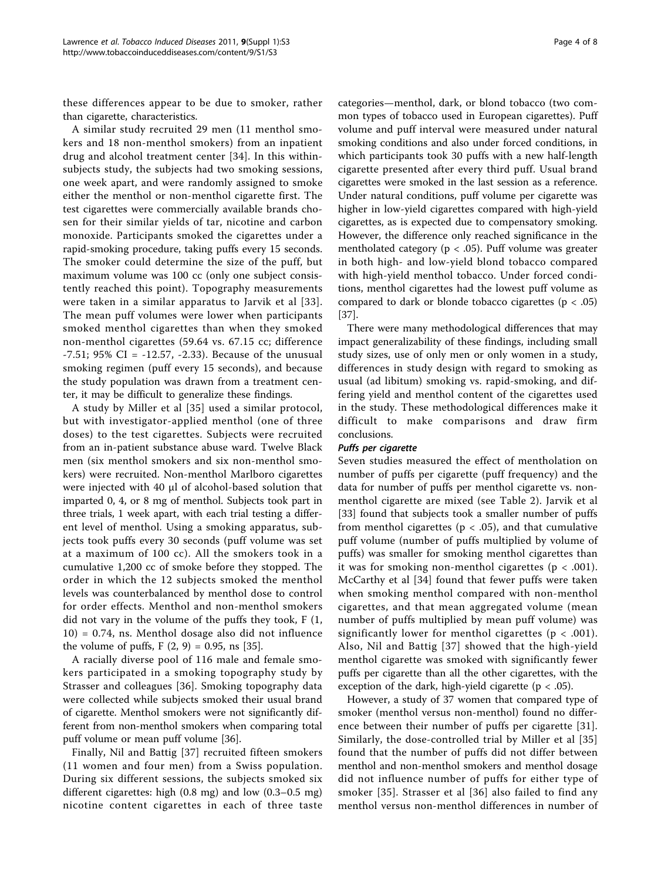these differences appear to be due to smoker, rather than cigarette, characteristics.

A similar study recruited 29 men (11 menthol smokers and 18 non-menthol smokers) from an inpatient drug and alcohol treatment center [34]. In this within-subjects study, the subjects had two smoking sessions, one week apart, and were randomly assigned to smoke either the menthol or non-menthol cigarette first. The test cigarettes were commercially available brands chosen for their similar yields of tar, nicotine and carbon monoxide. Participants smoked the cigarettes under a rapid-smoking procedure, taking puffs every 15 seconds. The smoker could determine the size of the puff, but maximum volume was 100 cc (only one subject consistently reached this point). Topography measurements were taken in a similar apparatus to Jarvik et al [33]. The mean puff volumes were lower when participants smoked menthol cigarettes than when they smoked non-menthol cigarettes (59.64 vs. 67.15 cc; difference -7.51; 95% CI = -12.57, -2.33). Because of the unusual smoking regimen (puff every 15 seconds), and because the study population was drawn from a treatment center, it may be difficult to generalize these findings.

A study by Miller et al [35] used a similar protocol, but with investigator-applied menthol (one of three doses) to the test cigarettes. Subjects were recruited from an in-patient substance abuse ward. Twelve Black men (six menthol smokers and six non-menthol smokers) were recruited. Non-menthol Marlboro cigarettes were injected with 40 μl of alcohol-based solution that imparted 0, 4, or 8 mg of menthol. Subjects took part in three trials, 1 week apart, with each trial testing a different level of menthol. Using a smoking apparatus, subjects took puffs every 30 seconds (puff volume was set at a maximum of 100 cc). All the smokers took in a cumulative 1,200 cc of smoke before they stopped. The order in which the 12 subjects smoked the menthol levels was counterbalanced by menthol dose to control for order effects. Menthol and non-menthol smokers did not vary in the volume of the puffs they took, $F(1, 10) = 0.74$, ns. Menthol dosage also did not influence the volume of puffs, $F(2, 9) = 0.95$, ns [35].

A racially diverse pool of 116 male and female smokers participated in a smoking topography study by Strasser and colleagues [36]. Smoking topography data were collected while subjects smoked their usual brand of cigarette. Menthol smokers were not significantly different from non-menthol smokers when comparing total puff volume or mean puff volume [36].

Finally, Nil and Battig [37] recruited fifteen smokers (11 women and four men) from a Swiss population. During six different sessions, the subjects smoked six different cigarettes: high (0.8 mg) and low (0.3–0.5 mg) nicotine content cigarettes in each of three taste categories—menthol, dark, or blond tobacco (two common types of tobacco used in European cigarettes). Puff volume and puff interval were measured under natural smoking conditions and also under forced conditions, in which participants took 30 puffs with a new half-length cigarette presented after every third puff. Usual brand cigarettes were smoked in the last session as a reference. Under natural conditions, puff volume per cigarette was higher in low-yield cigarettes compared with high-yield cigarettes, as is expected due to compensatory smoking. However, the difference only reached significance in the mentholated category ($p < .05$). Puff volume was greater in both high- and low-yield blond tobacco compared with high-yield menthol tobacco. Under forced conditions, menthol cigarettes had the lowest puff volume as compared to dark or blonde tobacco cigarettes ($p < .05$) [37].

There were many methodological differences that may impact generalizability of these findings, including small study sizes, use of only men or only women in a study, differences in study design with regard to smoking as usual (ad libitum) smoking vs. rapid-smoking, and differing yield and menthol content of the cigarettes used in the study. These methodological differences make it difficult to make comparisons and draw firm conclusions.

#### *Puffs per cigarette*

Seven studies measured the effect of mentholation on number of puffs per cigarette (puff frequency) and the data for number of puffs per menthol cigarette vs. non-menthol cigarette are mixed (see Table 2). Jarvik et al [33] found that subjects took a smaller number of puffs from menthol cigarettes ($p < .05$), and that cumulative puff volume (number of puffs multiplied by volume of puffs) was smaller for smoking menthol cigarettes than it was for smoking non-menthol cigarettes ($p < .001$). McCarthy et al [34] found that fewer puffs were taken when smoking menthol compared with non-menthol cigarettes, and that mean aggregated volume (mean number of puffs multiplied by mean puff volume) was significantly lower for menthol cigarettes ($p < .001$). Also, Nil and Battig [37] showed that the high-yield menthol cigarette was smoked with significantly fewer puffs per cigarette than all the other cigarettes, with the exception of the dark, high-yield cigarette ($p < .05$).

However, a study of 37 women that compared type of smoker (menthol versus non-menthol) found no difference between their number of puffs per cigarette [31]. Similarly, the dose-controlled trial by Miller et al [35] found that the number of puffs did not differ between menthol and non-menthol smokers and menthol dosage did not influence number of puffs for either type of smoker [35]. Strasser et al [36] also failed to find any menthol versus non-menthol differences in number of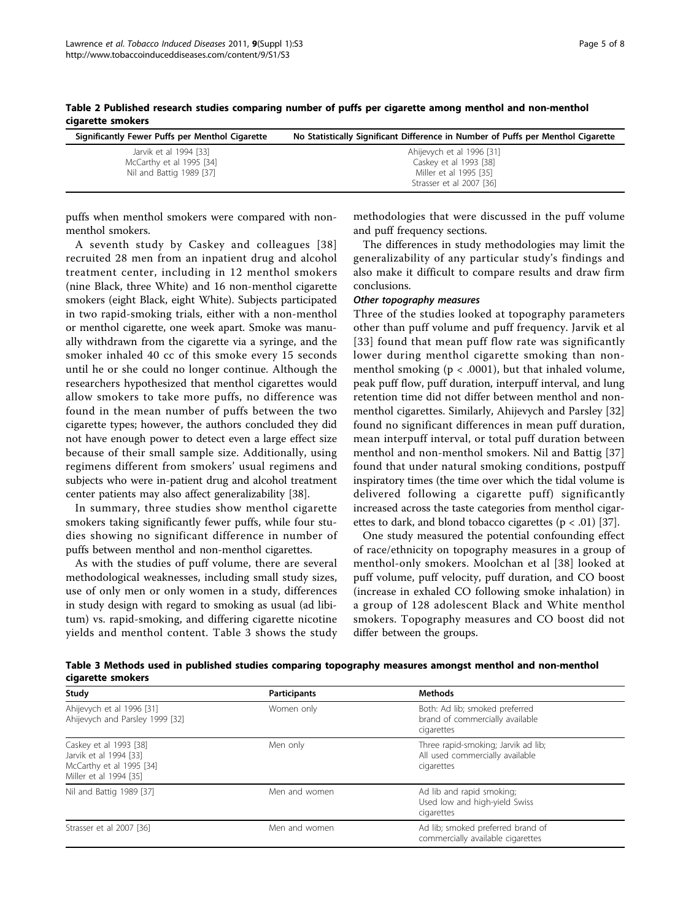**Table 2 Published research studies comparing number of puffs per cigarette among menthol and non-menthol cigarette smokers**

| Significantly Fewer Puffs per Menthol Cigarette | No Statistically Significant Difference in Number of Puffs per Menthol Cigarette |
| --- | --- |
| Jarvik et al 1994 [33] | Ahijevych et al 1996 [31] |
| McCarthy et al 1995 [34] | Caskey et al 1993 [38] |
| Nil and Battig 1989 [37] | Miller et al 1995 [35] |
| | Strasser et al 2007 [36] |

puffs when menthol smokers were compared with non-menthol smokers.

A seventh study by Caskey and colleagues [38] recruited 28 men from an inpatient drug and alcohol treatment center, including in 12 menthol smokers (nine Black, three White) and 16 non-menthol cigarette smokers (eight Black, eight White). Subjects participated in two rapid-smoking trials, either with a non-menthol or menthol cigarette, one week apart. Smoke was manually withdrawn from the cigarette via a syringe, and the smoker inhaled 40 cc of this smoke every 15 seconds until he or she could no longer continue. Although the researchers hypothesized that menthol cigarettes would allow smokers to take more puffs, no difference was found in the mean number of puffs between the two cigarette types; however, the authors concluded they did not have enough power to detect even a large effect size because of their small sample size. Additionally, using regimens different from smokers' usual regimens and subjects who were in-patient drug and alcohol treatment center patients may also affect generalizability [38].

In summary, three studies show menthol cigarette smokers taking significantly fewer puffs, while four studies showing no significant difference in number of puffs between menthol and non-menthol cigarettes.

As with the studies of puff volume, there are several methodological weaknesses, including small study sizes, use of only men or only women in a study, differences in study design with regard to smoking as usual (ad libitum) vs. rapid-smoking, and differing cigarette nicotine yields and menthol content. Table 3 shows the study methodologies that were discussed in the puff volume and puff frequency sections.

The differences in study methodologies may limit the generalizability of any particular study's findings and also make it difficult to compare results and draw firm conclusions.

#### *Other topography measures*

Three of the studies looked at topography parameters other than puff volume and puff frequency. Jarvik et al [33] found that mean puff flow rate was significantly lower during menthol cigarette smoking than non-menthol smoking ($p < .0001$), but that inhaled volume, peak puff flow, puff duration, interpuff interval, and lung retention time did not differ between menthol and non-menthol cigarettes. Similarly, Ahijevych and Parsley [32] found no significant differences in mean puff duration, mean interpuff interval, or total puff duration between menthol and non-menthol smokers. Nil and Battig [37] found that under natural smoking conditions, postpuff inspiratory times (the time over which the tidal volume is delivered following a cigarette puff) significantly increased across the taste categories from menthol cigarettes to dark, and blond tobacco cigarettes ($p < .01$) [37].

One study measured the potential confounding effect of race/ethnicity on topography measures in a group of menthol-only smokers. Moolchan et al [38] looked at puff volume, puff velocity, puff duration, and CO boost (increase in exhaled CO following smoke inhalation) in a group of 128 adolescent Black and White menthol smokers. Topography measures and CO boost did not differ between the groups.

**Table 3 Methods used in published studies comparing topography measures amongst menthol and non-menthol cigarette smokers**

| Study | Participants | Methods |
| --- | --- | --- |
| Ahijevych et al 1996 [31]<br>Ahijevych and Parsley 1999 [32] | Women only | Both: Ad lib; smoked preferred brand of commercially available cigarettes |
| Caskey et al 1993 [38]<br>Jarvik et al 1994 [33]<br>McCarthy et al 1995 [34]<br>Miller et al 1994 [35] | Men only | Three rapid-smoking; Jarvik ad lib; All used commercially available cigarettes |
| Nil and Battig 1989 [37] | Men and women | Ad lib and rapid smoking; Used low and high-yield Swiss cigarettes |
| Strasser et al 2007 [36] | Men and women | Ad lib; smoked preferred brand of commercially available cigarettes |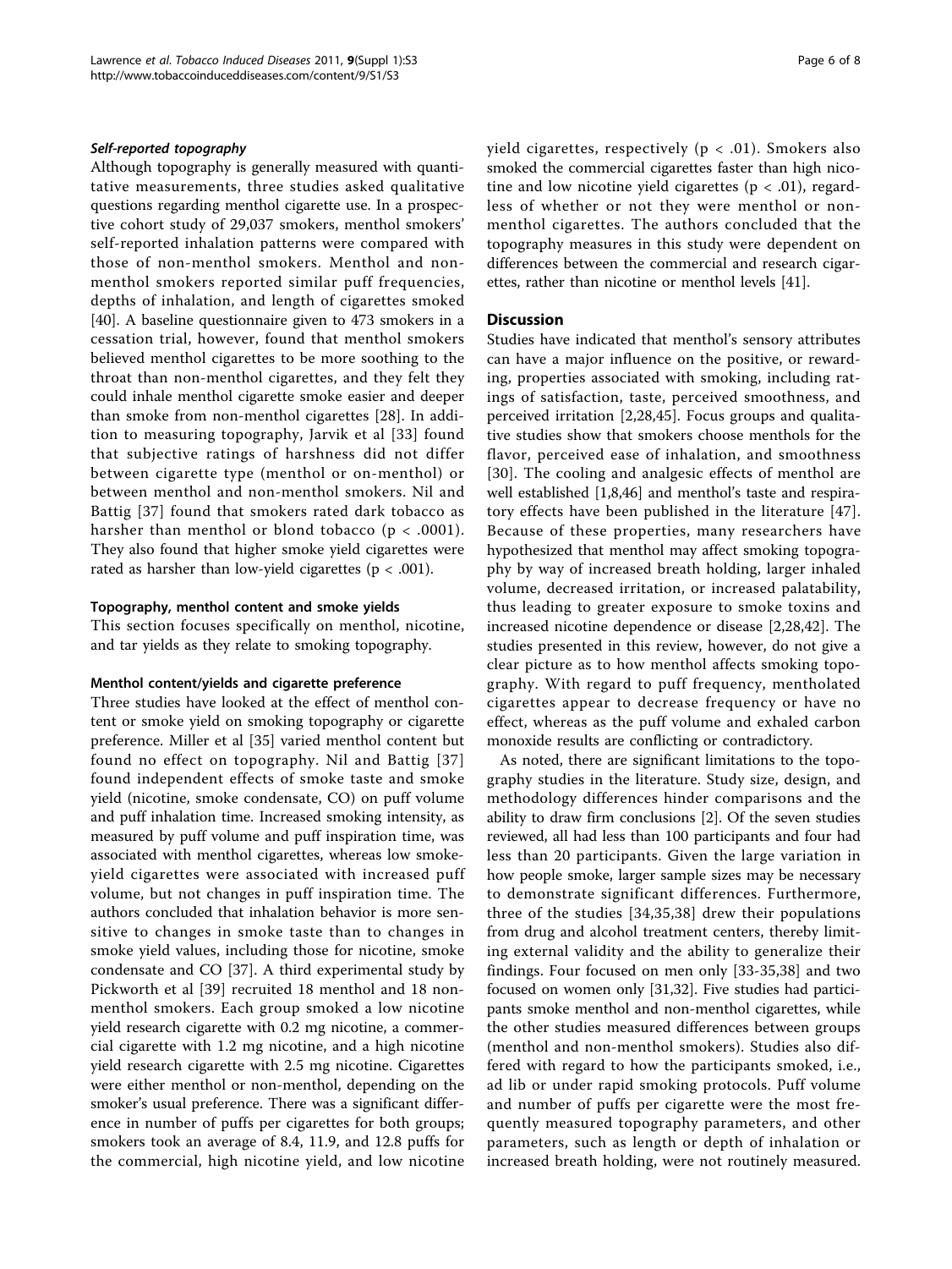#### *Self-reported topography*

Although topography is generally measured with quantitative measurements, three studies asked qualitative questions regarding menthol cigarette use. In a prospective cohort study of 29,037 smokers, menthol smokers' self-reported inhalation patterns were compared with those of non-menthol smokers. Menthol and non-menthol smokers reported similar puff frequencies, depths of inhalation, and length of cigarettes smoked [40]. A baseline questionnaire given to 473 smokers in a cessation trial, however, found that menthol smokers believed menthol cigarettes to be more soothing to the throat than non-menthol cigarettes, and they felt they could inhale menthol cigarette smoke easier and deeper than smoke from non-menthol cigarettes [28]. In addition to measuring topography, Jarvik et al [33] found that subjective ratings of harshness did not differ between cigarette type (menthol or on-menthol) or between menthol and non-menthol smokers. Nil and Battig [37] found that smokers rated dark tobacco as harsher than menthol or blond tobacco ($p < .0001$). They also found that higher smoke yield cigarettes were rated as harsher than low-yield cigarettes ($p < .001$).

### Topography, menthol content and smoke yields

This section focuses specifically on menthol, nicotine, and tar yields as they relate to smoking topography.

#### Menthol content/yields and cigarette preference

Three studies have looked at the effect of menthol content or smoke yield on smoking topography or cigarette preference. Miller et al [35] varied menthol content but found no effect on topography. Nil and Battig [37] found independent effects of smoke taste and smoke yield (nicotine, smoke condensate, CO) on puff volume and puff inhalation time. Increased smoking intensity, as measured by puff volume and puff inspiration time, was associated with menthol cigarettes, whereas low smoke-yield cigarettes were associated with increased puff volume, but not changes in puff inspiration time. The authors concluded that inhalation behavior is more sensitive to changes in smoke taste than to changes in smoke yield values, including those for nicotine, smoke condensate and CO [37]. A third experimental study by Pickworth et al [39] recruited 18 menthol and 18 non-menthol smokers. Each group smoked a low nicotine yield research cigarette with 0.2 mg nicotine, a commercial cigarette with 1.2 mg nicotine, and a high nicotine yield research cigarette with 2.5 mg nicotine. Cigarettes were either menthol or non-menthol, depending on the smoker's usual preference. There was a significant difference in number of puffs per cigarettes for both groups; smokers took an average of 8.4, 11.9, and 12.8 puffs for the commercial, high nicotine yield, and low nicotine yield cigarettes, respectively ($p < .01$). Smokers also smoked the commercial cigarettes faster than high nicotine and low nicotine yield cigarettes ($p < .01$), regardless of whether or not they were menthol or non-menthol cigarettes. The authors concluded that the topography measures in this study were dependent on differences between the commercial and research cigarettes, rather than nicotine or menthol levels [41].

## Discussion

Studies have indicated that menthol's sensory attributes can have a major influence on the positive, or rewarding, properties associated with smoking, including ratings of satisfaction, taste, perceived smoothness, and perceived irritation [2,28,45]. Focus groups and qualitative studies show that smokers choose menthols for the flavor, perceived ease of inhalation, and smoothness [30]. The cooling and analgesic effects of menthol are well established [1,8,46] and menthol's taste and respiratory effects have been published in the literature [47]. Because of these properties, many researchers have hypothesized that menthol may affect smoking topography by way of increased breath holding, larger inhaled volume, decreased irritation, or increased palatability, thus leading to greater exposure to smoke toxins and increased nicotine dependence or disease [2,28,42]. The studies presented in this review, however, do not give a clear picture as to how menthol affects smoking topography. With regard to puff frequency, mentholated cigarettes appear to decrease frequency or have no effect, whereas as the puff volume and exhaled carbon monoxide results are conflicting or contradictory.

As noted, there are significant limitations to the topography studies in the literature. Study size, design, and methodology differences hinder comparisons and the ability to draw firm conclusions [2]. Of the seven studies reviewed, all had less than 100 participants and four had less than 20 participants. Given the large variation in how people smoke, larger sample sizes may be necessary to demonstrate significant differences. Furthermore, three of the studies [34,35,38] drew their populations from drug and alcohol treatment centers, thereby limiting external validity and the ability to generalize their findings. Four focused on men only [33-35,38] and two focused on women only [31,32]. Five studies had participants smoke menthol and non-menthol cigarettes, while the other studies measured differences between groups (menthol and non-menthol smokers). Studies also differed with regard to how the participants smoked, i.e., ad lib or under rapid smoking protocols. Puff volume and number of puffs per cigarette were the most frequently measured topography parameters, and other parameters, such as length or depth of inhalation or increased breath holding, were not routinely measured.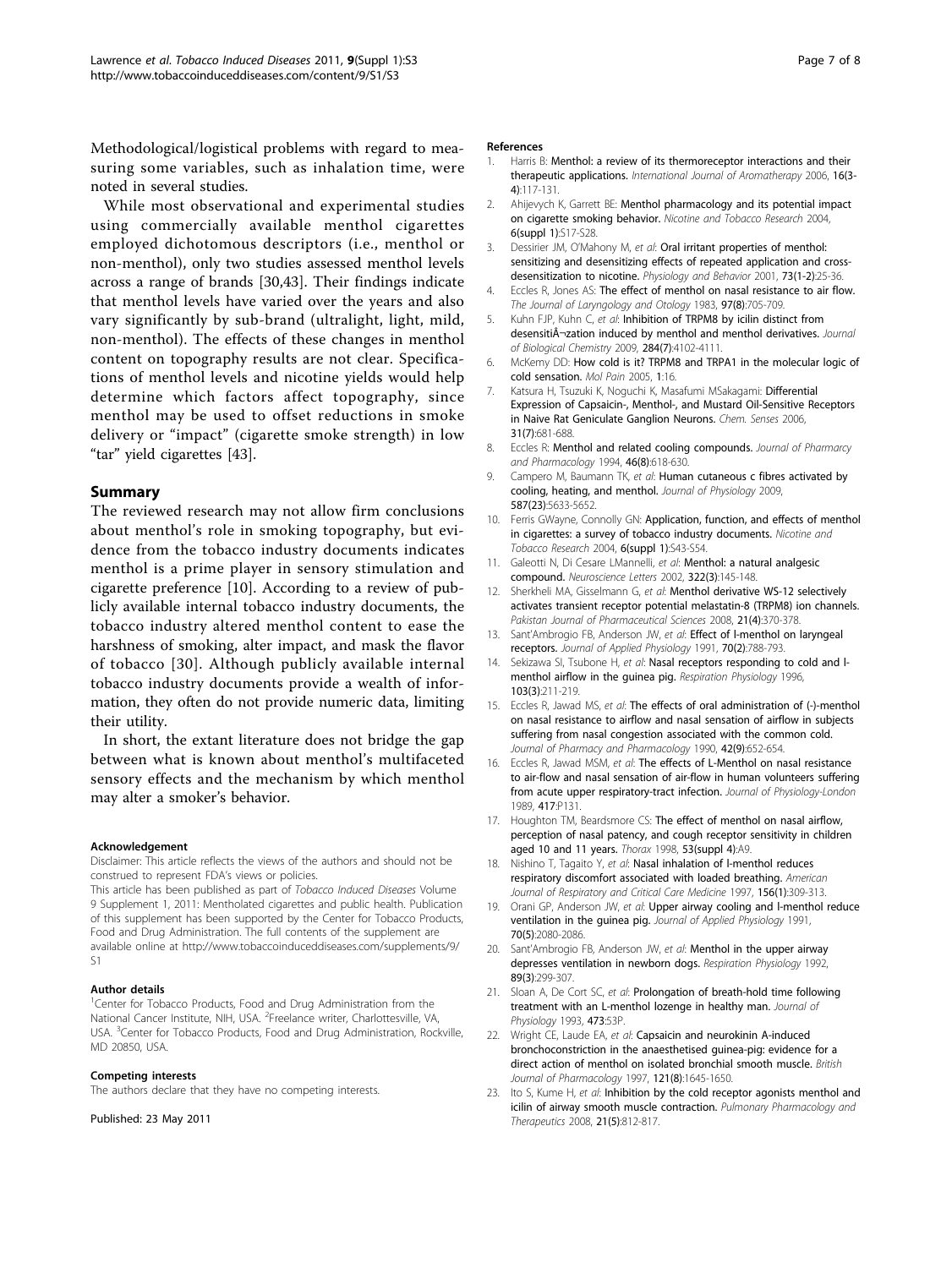Methodological/logistical problems with regard to measuring some variables, such as inhalation time, were noted in several studies.

While most observational and experimental studies using commercially available menthol cigarettes employed dichotomous descriptors (i.e., menthol or non-menthol), only two studies assessed menthol levels across a range of brands [30,43]. Their findings indicate that menthol levels have varied over the years and also vary significantly by sub-brand (ultralight, light, mild, non-menthol). The effects of these changes in menthol content on topography results are not clear. Specifications of menthol levels and nicotine yields would help determine which factors affect topography, since menthol may be used to offset reductions in smoke delivery or "impact" (cigarette smoke strength) in low "tar" yield cigarettes [43].

## Summary

The reviewed research may not allow firm conclusions about menthol's role in smoking topography, but evidence from the tobacco industry documents indicates menthol is a prime player in sensory stimulation and cigarette preference [10]. According to a review of publicly available internal tobacco industry documents, the tobacco industry altered menthol content to ease the harshness of smoking, alter impact, and mask the flavor of tobacco [30]. Although publicly available internal tobacco industry documents provide a wealth of information, they often do not provide numeric data, limiting their utility.

In short, the extant literature does not bridge the gap between what is known about menthol's multifaceted sensory effects and the mechanism by which menthol may alter a smoker's behavior.

#### Acknowledgement

Disclaimer: This article reflects the views of the authors and should not be construed to represent FDA's views or policies.

This article has been published as part of *Tobacco Induced Diseases* Volume 9 Supplement 1, 2011: Mentholated cigarettes and public health. Publication of this supplement has been supported by the Center for Tobacco Products, Food and Drug Administration. The full contents of the supplement are available online at http://www.tobaccoinduceddiseases.com/supplements/9/S1

#### Author details

[1]Center for Tobacco Products, Food and Drug Administration from the National Cancer Institute, NIH, USA. [2]Freelance writer, Charlottesville, VA, USA. [3]Center for Tobacco Products, Food and Drug Administration, Rockville, MD 20850, USA.

#### Competing interests

The authors declare that they have no competing interests.

Published: 23 May 2011

#### References

1. Harris B: **Menthol: a review of its thermoreceptor interactions and their therapeutic applications.** *International Journal of Aromatherapy* 2006, **16(3-4)**:117-131.
2. Ahijevych K, Garrett BE: **Menthol pharmacology and its potential impact on cigarette smoking behavior.** *Nicotine and Tobacco Research* 2004, **6(suppl 1)**:S17-S28.
3. Dessirier JM, O'Mahony M, *et al*: **Oral irritant properties of menthol: sensitizing and desensitizing effects of repeated application and cross-desensitization to nicotine.** *Physiology and Behavior* 2001, **73(1-2)**:25-36.
4. Eccles R, Jones AS: **The effect of menthol on nasal resistance to air flow.** *The Journal of Laryngology and Otology* 1983, **97(8)**:705-709.
5. Kuhn FJP, Kuhn C, *et al*: **Inhibition of TRPM8 by icilin distinct from desensitiÃ¬zation induced by menthol and menthol derivatives.** *Journal of Biological Chemistry* 2009, **284(7)**:4102-4111.
6. McKemy DD: **How cold is it? TRPM8 and TRPA1 in the molecular logic of cold sensation.** *Mol Pain* 2005, **1**:16.
7. Katsura H, Tsuzuki K, Noguchi K, Masafumi MSakagami: **Differential Expression of Capsaicin-, Menthol-, and Mustard Oil-Sensitive Receptors in Naive Rat Geniculate Ganglion Neurons.** *Chem. Senses* 2006, **31(7)**:681-688.
8. Eccles R: **Menthol and related cooling compounds.** *Journal of Pharmacy and Pharmacology* 1994, **46(8)**:618-630.
9. Campero M, Baumann TK, *et al*: **Human cutaneous c fibres activated by cooling, heating, and menthol.** *Journal of Physiology* 2009, **587(23)**:5633-5652.
10. Ferris GWayne, Connolly GN: **Application, function, and effects of menthol in cigarettes: a survey of tobacco industry documents.** *Nicotine and Tobacco Research* 2004, **6(suppl 1)**:S43-S54.
11. Galeotti N, Di Cesare LMannelli, *et al*: **Menthol: a natural analgesic compound.** *Neuroscience Letters* 2002, **322(3)**:145-148.
12. Sherkheli MA, Gisselmann G, *et al*: **Menthol derivative WS-12 selectively activates transient receptor potential melastatin-8 (TRPM8) ion channels.** *Pakistan Journal of Pharmaceutical Sciences* 2008, **21(4)**:370-378.
13. Sant'Ambrogio FB, Anderson JW, *et al*: **Effect of l-menthol on laryngeal receptors.** *Journal of Applied Physiology* 1991, **70(2)**:788-793.
14. Sekizawa SI, Tsubone H, *et al*: **Nasal receptors responding to cold and l-menthol airflow in the guinea pig.** *Respiration Physiology* 1996, **103(3)**:211-219.
15. Eccles R, Jawad MS, *et al*: **The effects of oral administration of (-)-menthol on nasal resistance to airflow and nasal sensation of airflow in subjects suffering from nasal congestion associated with the common cold.** *Journal of Pharmacy and Pharmacology* 1990, **42(9)**:652-654.
16. Eccles R, Jawad MSM, *et al*: **The effects of L-Menthol on nasal resistance to air-flow and nasal sensation of air-flow in human volunteers suffering from acute upper respiratory-tract infection.** *Journal of Physiology-London* 1989, **417**:P131.
17. Houghton TM, Beardsmore CS: **The effect of menthol on nasal airflow, perception of nasal patency, and cough receptor sensitivity in children aged 10 and 11 years.** *Thorax* 1998, **53(suppl 4)**:A9.
18. Nishino T, Tagaito Y, *et al*: **Nasal inhalation of l-menthol reduces respiratory discomfort associated with loaded breathing.** *American Journal of Respiratory and Critical Care Medicine* 1997, **156(1)**:309-313.
19. Orani GP, Anderson JW, *et al*: **Upper airway cooling and l-menthol reduce ventilation in the guinea pig.** *Journal of Applied Physiology* 1991, **70(5)**:2080-2086.
20. Sant'Ambrogio FB, Anderson JW, *et al*: **Menthol in the upper airway depresses ventilation in newborn dogs.** *Respiration Physiology* 1992, **89(3)**:299-307.
21. Sloan A, De Cort SC, *et al*: **Prolongation of breath-hold time following treatment with an L-menthol lozenge in healthy man.** *Journal of Physiology* 1993, **473**:53P.
22. Wright CE, Laude EA, *et al*: **Capsaicin and neurokinin A-induced bronchoconstriction in the anaesthetised guinea-pig: evidence for a direct action of menthol on isolated bronchial smooth muscle.** *British Journal of Pharmacology* 1997, **121(8)**:1645-1650.
23. Ito S, Kume H, *et al*: **Inhibition by the cold receptor agonists menthol and icilin of airway smooth muscle contraction.** *Pulmonary Pharmacology and Therapeutics* 2008, **21(5)**:812-817.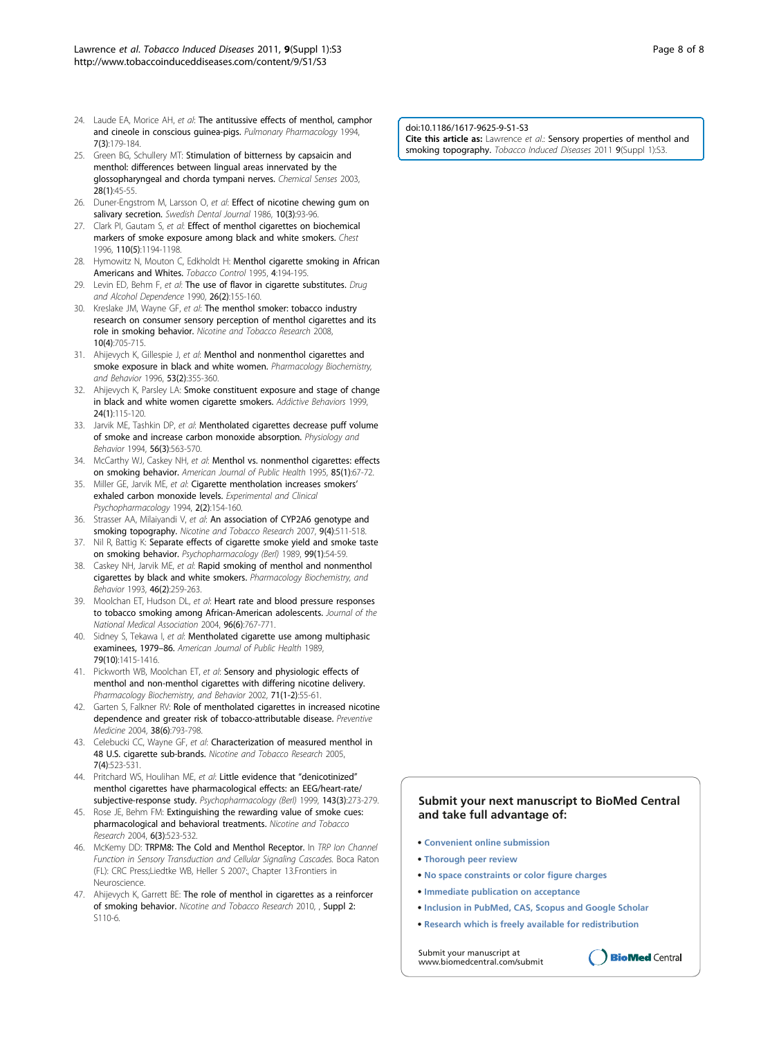24. Laude EA, Morice AH, *et al*: **The antitussive effects of menthol, camphor and cineole in conscious guinea-pigs.** *Pulmonary Pharmacology* 1994, **7(3)**:179-184.
25. Green BG, Schullery MT: **Stimulation of bitterness by capsaicin and menthol: differences between lingual areas innervated by the glossopharyngeal and chorda tympani nerves.** *Chemical Senses* 2003, **28(1)**:45-55.
26. Duner-Engstrom M, Larsson O, *et al*: **Effect of nicotine chewing gum on salivary secretion.** *Swedish Dental Journal* 1986, **10(3)**:93-96.
27. Clark PI, Gautam S, *et al*: **Effect of menthol cigarettes on biochemical markers of smoke exposure among black and white smokers.** *Chest* 1996, **110(5)**:1194-1198.
28. Hymowitz N, Mouton C, Edkholdt H: **Menthol cigarette smoking in African Americans and Whites.** *Tobacco Control* 1995, **4**:194-195.
29. Levin ED, Behm F, *et al*: **The use of flavor in cigarette substitutes.** *Drug and Alcohol Dependence* 1990, **26(2)**:155-160.
30. Kreslake JM, Wayne GF, *et al*: **The menthol smoker: tobacco industry research on consumer sensory perception of menthol cigarettes and its role in smoking behavior.** *Nicotine and Tobacco Research* 2008, **10(4)**:705-715.
31. Ahijevych K, Gillespie J, *et al*: **Menthol and nonmenthol cigarettes and smoke exposure in black and white women.** *Pharmacology Biochemistry, and Behavior* 1996, **53(2)**:355-360.
32. Ahijevych K, Parsley LA: **Smoke constituent exposure and stage of change in black and white women cigarette smokers.** *Addictive Behaviors* 1999, **24(1)**:115-120.
33. Jarvik ME, Tashkin DP, *et al*: **Mentholated cigarettes decrease puff volume of smoke and increase carbon monoxide absorption.** *Physiology and Behavior* 1994, **56(3)**:563-570.
34. McCarthy WJ, Caskey NH, *et al*: **Menthol vs. nonmenthol cigarettes: effects on smoking behavior.** *American Journal of Public Health* 1995, **85(1)**:67-72.
35. Miller GE, Jarvik ME, *et al*: **Cigarette mentholation increases smokers' exhaled carbon monoxide levels.** *Experimental and Clinical Psychopharmacology* 1994, **2(2)**:154-160.
36. Strasser AA, Milaiyandi V, *et al*: **An association of CYP2A6 genotype and smoking topography.** *Nicotine and Tobacco Research* 2007, **9(4)**:511-518.
37. Nil R, Battig K: **Separate effects of cigarette smoke yield and smoke taste on smoking behavior.** *Psychopharmacology (Berl)* 1989, **99(1)**:54-59.
38. Caskey NH, Jarvik ME, *et al*: **Rapid smoking of menthol and nonmenthol cigarettes by black and white smokers.** *Pharmacology Biochemistry, and Behavior* 1993, **46(2)**:259-263.
39. Moolchan ET, Hudson DL, *et al*: **Heart rate and blood pressure responses to tobacco smoking among African-American adolescents.** *Journal of the National Medical Association* 2004, **96(6)**:767-771.
40. Sidney S, Tekawa I, *et al*: **Mentholated cigarette use among multiphasic examinees, 1979–86.** *American Journal of Public Health* 1989, **79(10)**:1415-1416.
41. Pickworth WB, Moolchan ET, *et al*: **Sensory and physiologic effects of menthol and non-menthol cigarettes with differing nicotine delivery.** *Pharmacology Biochemistry, and Behavior* 2002, **71(1-2)**:55-61.
42. Garten S, Falkner RV: **Role of mentholated cigarettes in increased nicotine dependence and greater risk of tobacco-attributable disease.** *Preventive Medicine* 2004, **38(6)**:793-798.
43. Celebucki CC, Wayne GF, *et al*: **Characterization of measured menthol in 48 U.S. cigarette sub-brands.** *Nicotine and Tobacco Research* 2005, **7(4)**:523-531.
44. Pritchard WS, Houlihan ME, *et al*: **Little evidence that "denicotinized" menthol cigarettes have pharmacological effects: an EEG/heart-rate/subjective-response study.** *Psychopharmacology (Berl)* 1999, **143(3)**:273-279.
45. Rose JE, Behm FM: **Extinguishing the rewarding value of smoke cues: pharmacological and behavioral treatments.** *Nicotine and Tobacco Research* 2004, **6(3)**:523-532.
46. McKemy DD: **TRPM8: The Cold and Menthol Receptor.** In *TRP Ion Channel Function in Sensory Transduction and Cellular Signaling Cascades.* Boca Raton (FL): CRC Press;Liedtke WB, Heller S 2007:, Chapter 13.Frontiers in Neuroscience.
47. Ahijevych K, Garrett BE: **The role of menthol in cigarettes as a reinforcer of smoking behavior.** *Nicotine and Tobacco Research* 2010, , **Suppl 2**: S110-6.

doi:10.1186/1617-9625-9-S1-S3

**Cite this article as:** Lawrence *et al.*: Sensory properties of menthol and smoking topography. *Tobacco Induced Diseases* 2011 **9**(Suppl 1):S3.

**Submit your next manuscript to BioMed Central and take full advantage of:**

- Convenient online submission
- Thorough peer review
- No space constraints or color figure charges
- Immediate publication on acceptance
- Inclusion in PubMed, CAS, Scopus and Google Scholar
- Research which is freely available for redistribution

Submit your manuscript at www.biomedcentral.com/submit

BioMed Central